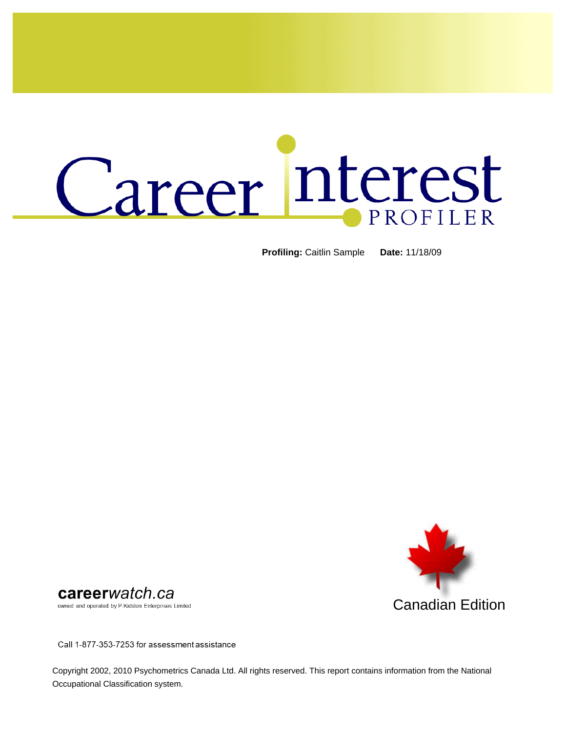# Career Interest PROFILER

**Profiling:** Caitlin Sample **Date:** 11/18/09

Canadian Edition

**career***watch.ca*
owned and operated by P.Kidston Enterprises Limited

Call 1-877-353-7253 for assessment assistance

Copyright 2002, 2010 Psychometrics Canada Ltd. All rights reserved. This report contains information from the National Occupational Classification system.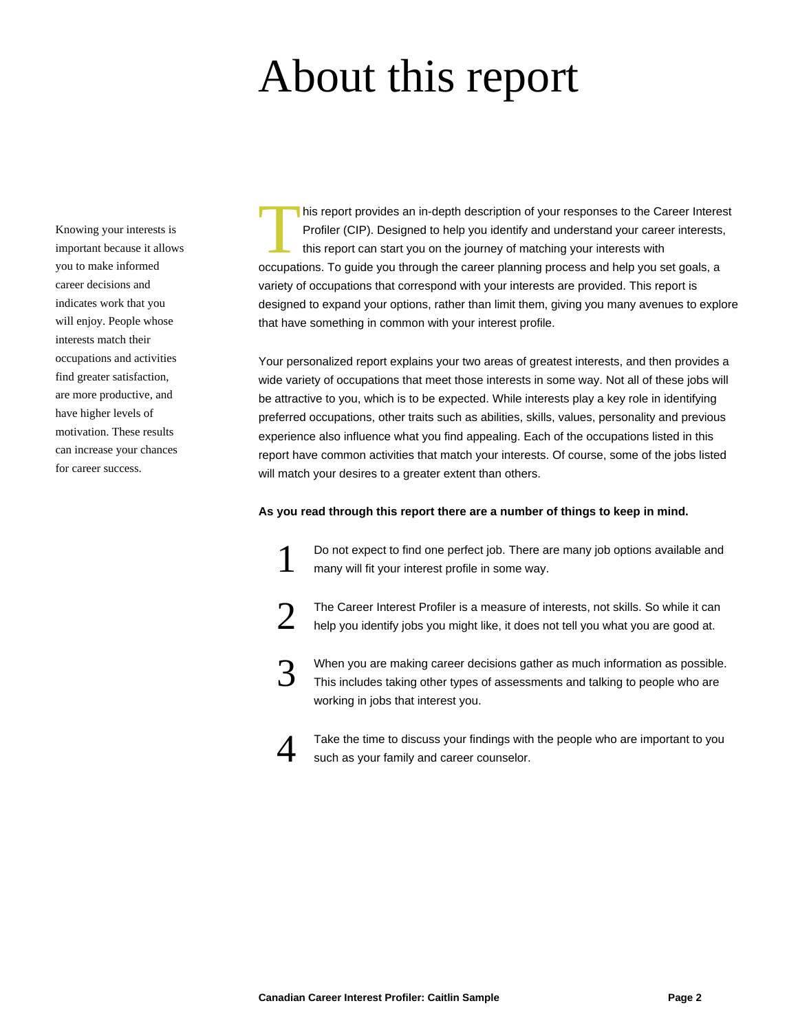# About this report

Knowing your interests is important because it allows you to make informed career decisions and indicates work that you will enjoy. People whose interests match their occupations and activities find greater satisfaction, are more productive, and have higher levels of motivation. These results can increase your chances for career success.

This report provides an in-depth description of your responses to the Career Interest Profiler (CIP). Designed to help you identify and understand your career interests, this report can start you on the journey of matching your interests with occupations. To guide you through the career planning process and help you set goals, a variety of occupations that correspond with your interests are provided. This report is designed to expand your options, rather than limit them, giving you many avenues to explore that have something in common with your interest profile.

Your personalized report explains your two areas of greatest interests, and then provides a wide variety of occupations that meet those interests in some way. Not all of these jobs will be attractive to you, which is to be expected. While interests play a key role in identifying preferred occupations, other traits such as abilities, skills, values, personality and previous experience also influence what you find appealing. Each of the occupations listed in this report have common activities that match your interests. Of course, some of the jobs listed will match your desires to a greater extent than others.

**As you read through this report there are a number of things to keep in mind.**

1. Do not expect to find one perfect job. There are many job options available and many will fit your interest profile in some way.

2. The Career Interest Profiler is a measure of interests, not skills. So while it can help you identify jobs you might like, it does not tell you what you are good at.

3. When you are making career decisions gather as much information as possible. This includes taking other types of assessments and talking to people who are working in jobs that interest you.

4. Take the time to discuss your findings with the people who are important to you such as your family and career counselor.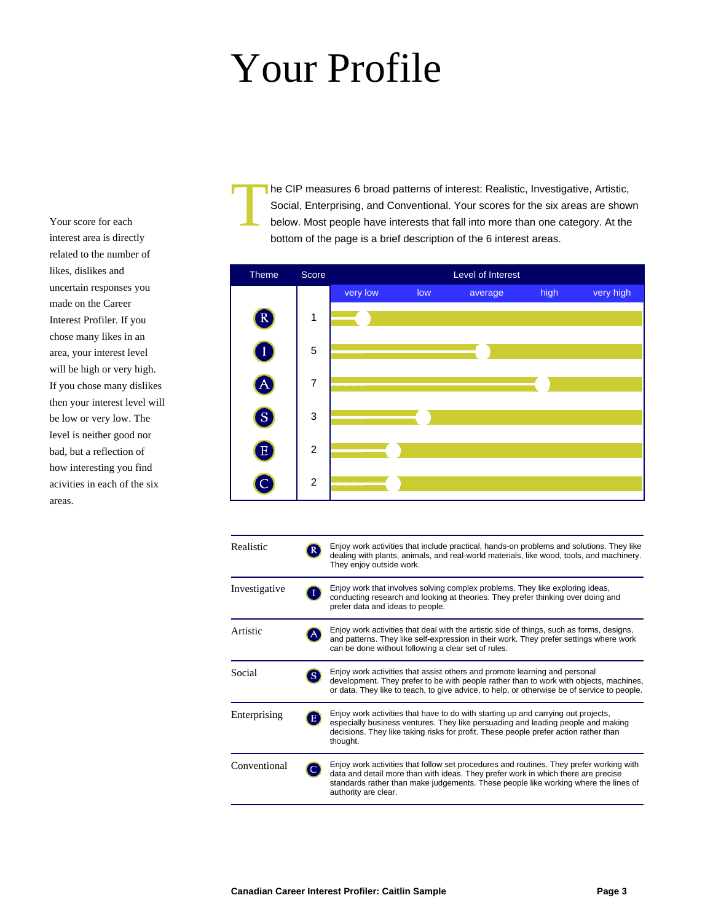# Your Profile

Your score for each interest area is directly related to the number of likes, dislikes and uncertain responses you made on the Career Interest Profiler. If you chose many likes in an area, your interest level will be high or very high. If you chose many dislikes then your interest level will be low or very low. The level is neither good nor bad, but a reflection of how interesting you find acivities in each of the six areas.

The CIP measures 6 broad patterns of interest: Realistic, Investigative, Artistic, Social, Enterprising, and Conventional. Your scores for the six areas are shown below. Most people have interests that fall into more than one category. At the bottom of the page is a brief description of the 6 interest areas.

| Theme | Score | Level of Interest |
|---|---|---|
| R | 1 | very low |
| I | 5 | average |
| A | 7 | high |
| S | 3 | low |
| E | 2 | very low |
| C | 2 | very low |

| | | |
|---|---|---|
| Realistic | R | Enjoy work activities that include practical, hands-on problems and solutions. They like dealing with plants, animals, and real-world materials, like wood, tools, and machinery. They enjoy outside work. |
| Investigative | I | Enjoy work that involves solving complex problems. They like exploring ideas, conducting research and looking at theories. They prefer thinking over doing and prefer data and ideas to people. |
| Artistic | A | Enjoy work activities that deal with the artistic side of things, such as forms, designs, and patterns. They like self-expression in their work. They prefer settings where work can be done without following a clear set of rules. |
| Social | S | Enjoy work activities that assist others and promote learning and personal development. They prefer to be with people rather than to work with objects, machines, or data. They like to teach, to give advice, to help, or otherwise be of service to people. |
| Enterprising | E | Enjoy work activities that have to do with starting up and carrying out projects, especially business ventures. They like persuading and leading people and making decisions. They like taking risks for profit. These people prefer action rather than thought. |
| Conventional | C | Enjoy work activities that follow set procedures and routines. They prefer working with data and detail more than with ideas. They prefer work in which there are precise standards rather than make judgements. These people like working where the lines of authority are clear. |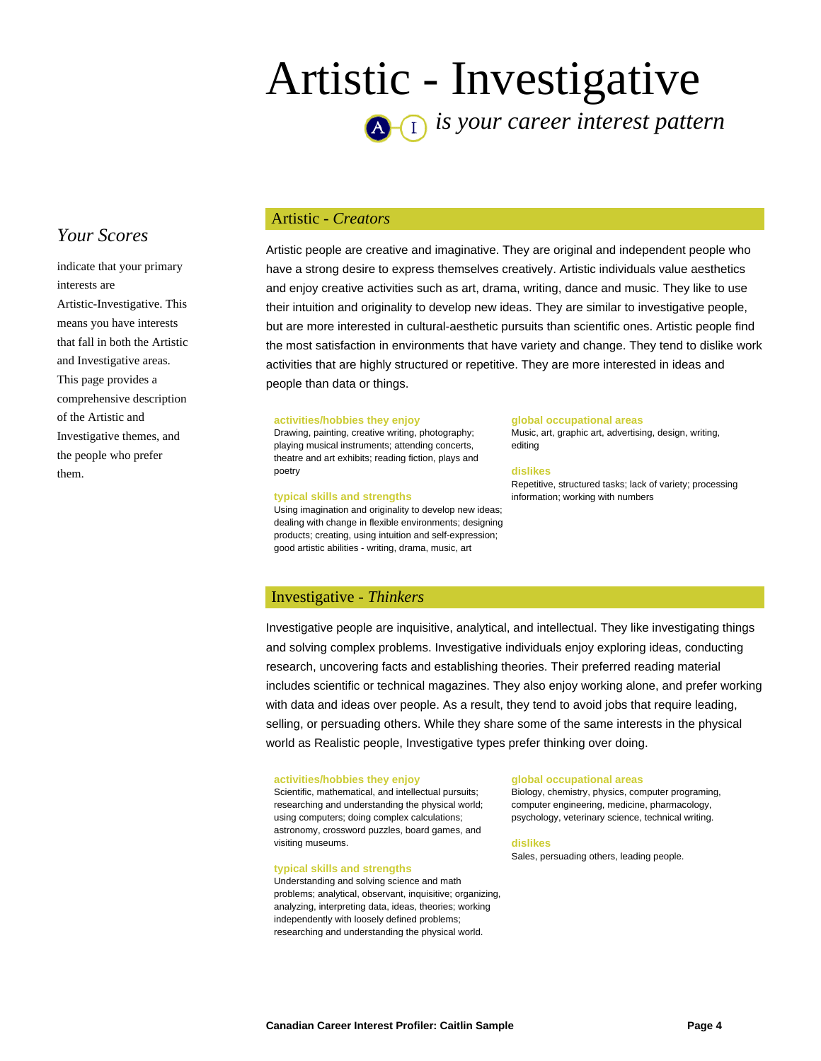# Artistic - Investigative

A – I *is your career interest pattern*

### *Your Scores*

indicate that your primary interests are Artistic-Investigative. This means you have interests that fall in both the Artistic and Investigative areas. This page provides a comprehensive description of the Artistic and Investigative themes, and the people who prefer them.

## Artistic - *Creators*

Artistic people are creative and imaginative. They are original and independent people who have a strong desire to express themselves creatively. Artistic individuals value aesthetics and enjoy creative activities such as art, drama, writing, dance and music. They like to use their intuition and originality to develop new ideas. They are similar to investigative people, but are more interested in cultural-aesthetic pursuits than scientific ones. Artistic people find the most satisfaction in environments that have variety and change. They tend to dislike work activities that are highly structured or repetitive. They are more interested in ideas and people than data or things.

**activities/hobbies they enjoy**
Drawing, painting, creative writing, photography; playing musical instruments; attending concerts, theatre and art exhibits; reading fiction, plays and poetry

**typical skills and strengths**
Using imagination and originality to develop new ideas; dealing with change in flexible environments; designing products; creating, using intuition and self-expression; good artistic abilities - writing, drama, music, art

**global occupational areas**
Music, art, graphic art, advertising, design, writing, editing

**dislikes**
Repetitive, structured tasks; lack of variety; processing information; working with numbers

## Investigative - *Thinkers*

Investigative people are inquisitive, analytical, and intellectual. They like investigating things and solving complex problems. Investigative individuals enjoy exploring ideas, conducting research, uncovering facts and establishing theories. Their preferred reading material includes scientific or technical magazines. They also enjoy working alone, and prefer working with data and ideas over people. As a result, they tend to avoid jobs that require leading, selling, or persuading others. While they share some of the same interests in the physical world as Realistic people, Investigative types prefer thinking over doing.

**activities/hobbies they enjoy**
Scientific, mathematical, and intellectual pursuits; researching and understanding the physical world; using computers; doing complex calculations; astronomy, crossword puzzles, board games, and visiting museums.

**typical skills and strengths**
Understanding and solving science and math problems; analytical, observant, inquisitive; organizing, analyzing, interpreting data, ideas, theories; working independently with loosely defined problems; researching and understanding the physical world.

**global occupational areas**
Biology, chemistry, physics, computer programing, computer engineering, medicine, pharmacology, psychology, veterinary science, technical writing.

**dislikes**
Sales, persuading others, leading people.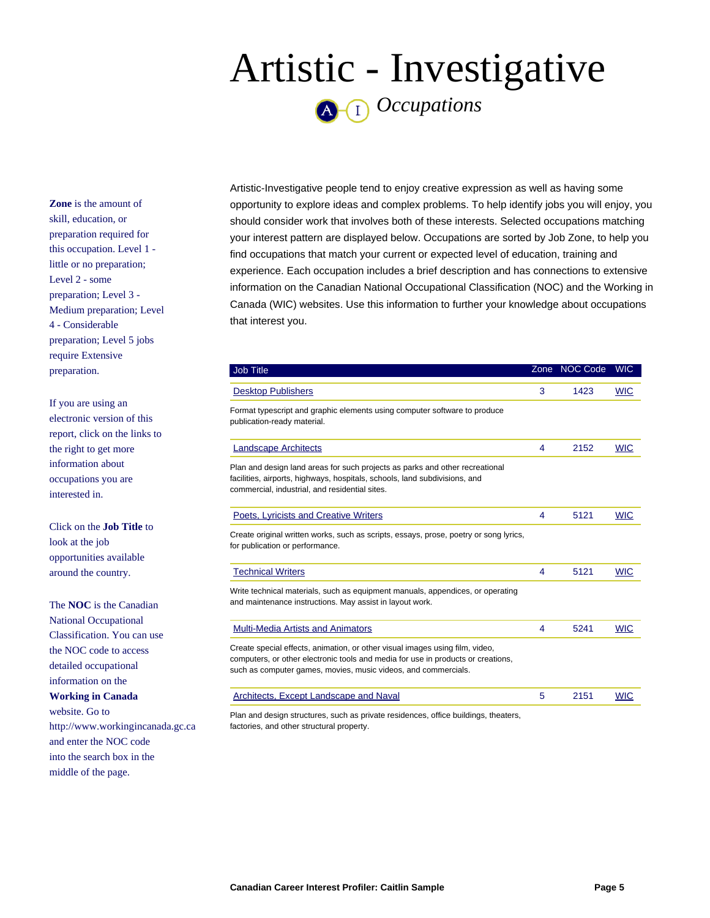# Artistic - Investigative

*Occupations*

Artistic-Investigative people tend to enjoy creative expression as well as having some opportunity to explore ideas and complex problems. To help identify jobs you will enjoy, you should consider work that involves both of these interests. Selected occupations matching your interest pattern are displayed below. Occupations are sorted by Job Zone, to help you find occupations that match your current or expected level of education, training and experience. Each occupation includes a brief description and has connections to extensive information on the Canadian National Occupational Classification (NOC) and the Working in Canada (WIC) websites. Use this information to further your knowledge about occupations that interest you.

**Zone** is the amount of skill, education, or preparation required for this occupation. Level 1 - little or no preparation; Level 2 - some preparation; Level 3 - Medium preparation; Level 4 - Considerable preparation; Level 5 jobs require Extensive preparation.

If you are using an electronic version of this report, click on the links to the right to get more information about occupations you are interested in.

Click on the **Job Title** to look at the job opportunities available around the country.

The **NOC** is the Canadian National Occupational Classification. You can use the NOC code to access detailed occupational information on the **Working in Canada** website. Go to http://www.workingincanada.gc.ca and enter the NOC code into the search box in the middle of the page.

| Job Title | Zone | NOC Code | WIC |
|---|---|---|---|
| Desktop Publishers | 3 | 1423 | WIC |
| Format typescript and graphic elements using computer software to produce publication-ready material. | | | |
| Landscape Architects | 4 | 2152 | WIC |
| Plan and design land areas for such projects as parks and other recreational facilities, airports, highways, hospitals, schools, land subdivisions, and commercial, industrial, and residential sites. | | | |
| Poets, Lyricists and Creative Writers | 4 | 5121 | WIC |
| Create original written works, such as scripts, essays, prose, poetry or song lyrics, for publication or performance. | | | |
| Technical Writers | 4 | 5121 | WIC |
| Write technical materials, such as equipment manuals, appendices, or operating and maintenance instructions. May assist in layout work. | | | |
| Multi-Media Artists and Animators | 4 | 5241 | WIC |
| Create special effects, animation, or other visual images using film, video, computers, or other electronic tools and media for use in products or creations, such as computer games, movies, music videos, and commercials. | | | |
| Architects, Except Landscape and Naval | 5 | 2151 | WIC |
| Plan and design structures, such as private residences, office buildings, theaters, factories, and other structural property. | | | |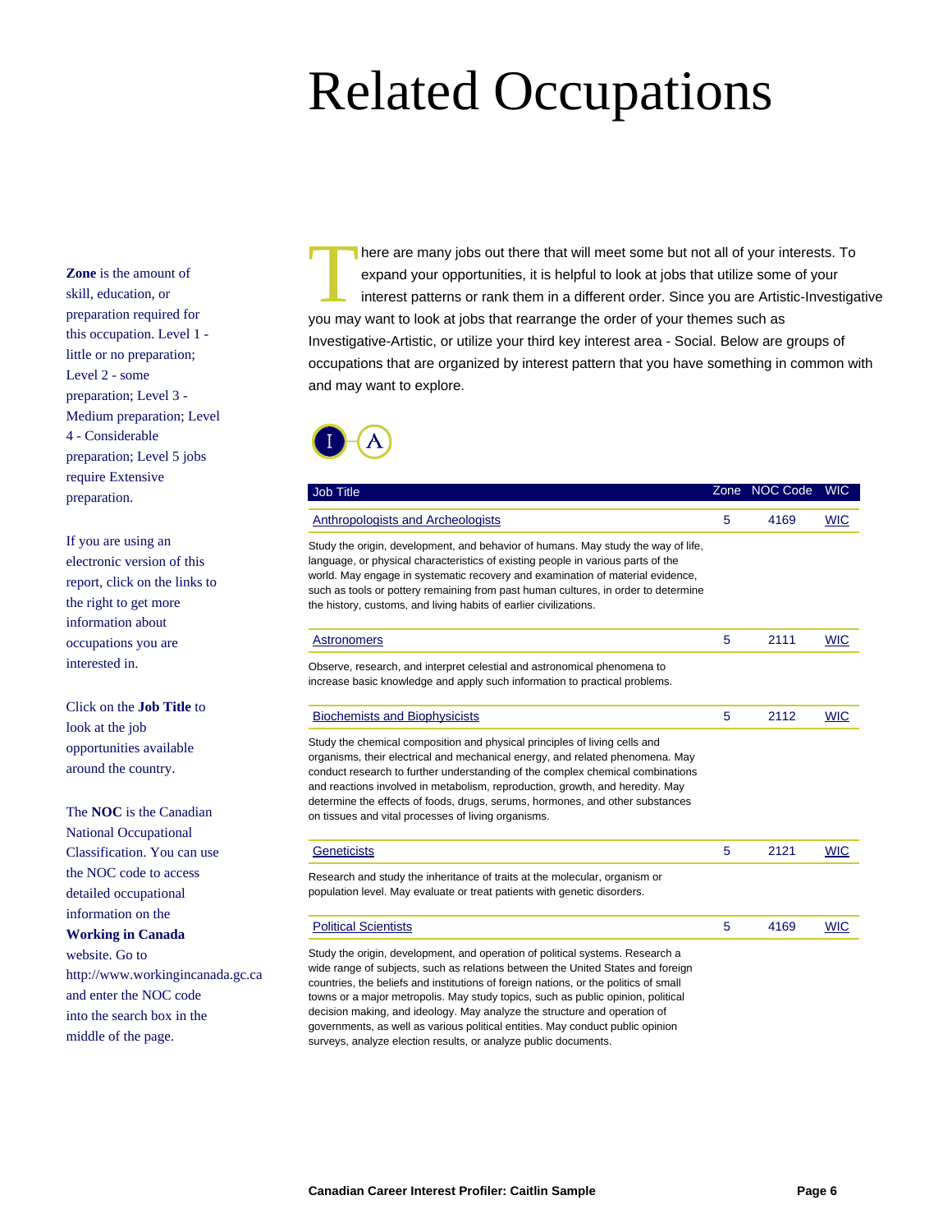# Related Occupations

**Zone** is the amount of skill, education, or preparation required for this occupation. Level 1 - little or no preparation; Level 2 - some preparation; Level 3 - Medium preparation; Level 4 - Considerable preparation; Level 5 jobs require Extensive preparation.

If you are using an electronic version of this report, click on the links to the right to get more information about occupations you are interested in.

Click on the **Job Title** to look at the job opportunities available around the country.

The **NOC** is the Canadian National Occupational Classification. You can use the NOC code to access detailed occupational information on the **Working in Canada** website. Go to http://www.workingincanada.gc.ca and enter the NOC code into the search box in the middle of the page.

There are many jobs out there that will meet some but not all of your interests. To expand your opportunities, it is helpful to look at jobs that utilize some of your interest patterns or rank them in a different order. Since you are Artistic-Investigative you may want to look at jobs that rearrange the order of your themes such as Investigative-Artistic, or utilize your third key interest area - Social. Below are groups of occupations that are organized by interest pattern that you have something in common with and may want to explore.

I A

| Job Title | Zone | NOC Code | WIC |
|---|---|---|---|
| Anthropologists and Archeologists | 5 | 4169 | WIC |
| Study the origin, development, and behavior of humans. May study the way of life, language, or physical characteristics of existing people in various parts of the world. May engage in systematic recovery and examination of material evidence, such as tools or pottery remaining from past human cultures, in order to determine the history, customs, and living habits of earlier civilizations. | | | |
| Astronomers | 5 | 2111 | WIC |
| Observe, research, and interpret celestial and astronomical phenomena to increase basic knowledge and apply such information to practical problems. | | | |
| Biochemists and Biophysicists | 5 | 2112 | WIC |
| Study the chemical composition and physical principles of living cells and organisms, their electrical and mechanical energy, and related phenomena. May conduct research to further understanding of the complex chemical combinations and reactions involved in metabolism, reproduction, growth, and heredity. May determine the effects of foods, drugs, serums, hormones, and other substances on tissues and vital processes of living organisms. | | | |
| Geneticists | 5 | 2121 | WIC |
| Research and study the inheritance of traits at the molecular, organism or population level. May evaluate or treat patients with genetic disorders. | | | |
| Political Scientists | 5 | 4169 | WIC |
| Study the origin, development, and operation of political systems. Research a wide range of subjects, such as relations between the United States and foreign countries, the beliefs and institutions of foreign nations, or the politics of small towns or a major metropolis. May study topics, such as public opinion, political decision making, and ideology. May analyze the structure and operation of governments, as well as various political entities. May conduct public opinion surveys, analyze election results, or analyze public documents. | | | |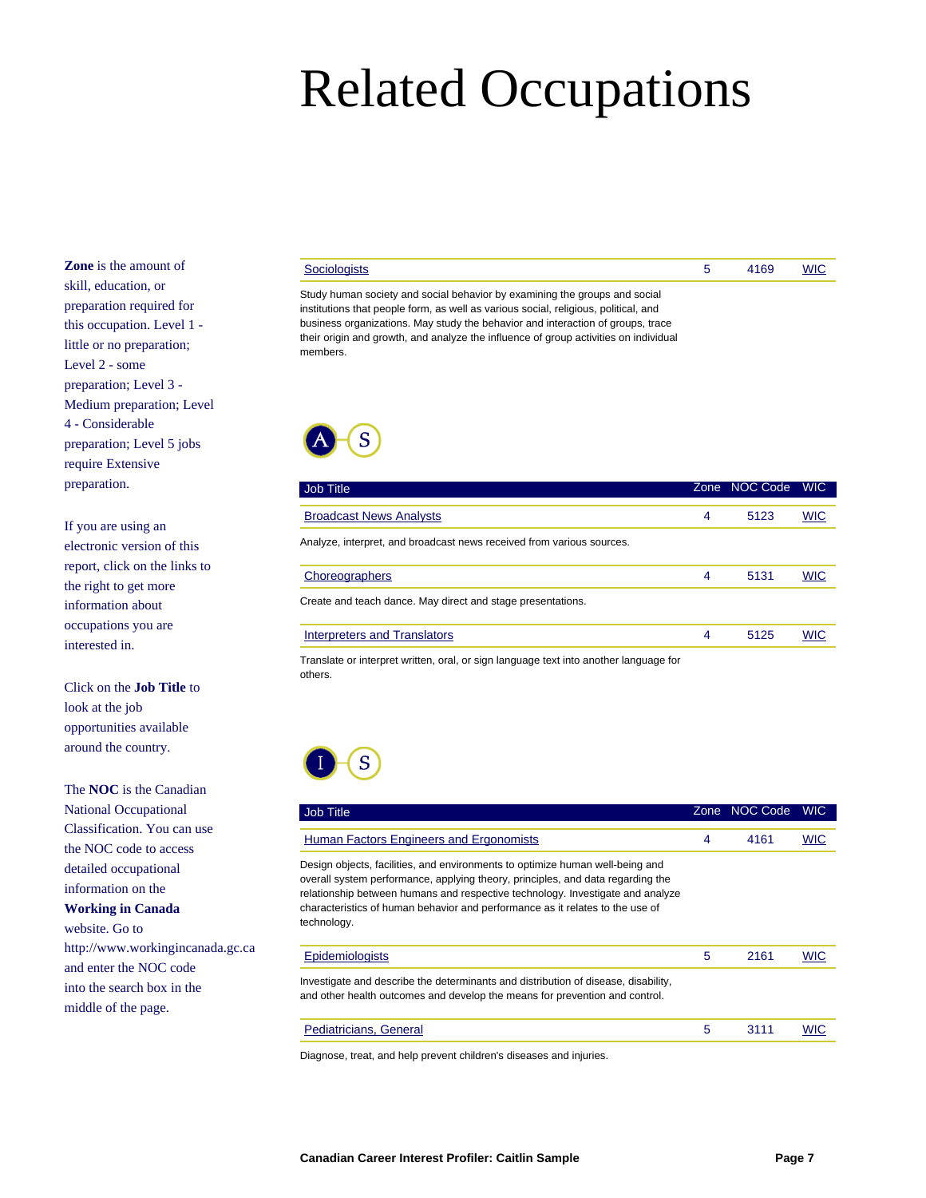# Related Occupations

**Zone** is the amount of skill, education, or preparation required for this occupation. Level 1 - little or no preparation; Level 2 - some preparation; Level 3 - Medium preparation; Level 4 - Considerable preparation; Level 5 jobs require Extensive preparation.

If you are using an electronic version of this report, click on the links to the right to get more information about occupations you are interested in.

Click on the **Job Title** to look at the job opportunities available around the country.

The **NOC** is the Canadian National Occupational Classification. You can use the NOC code to access detailed occupational information on the **Working in Canada** website. Go to http://www.workingincanada.gc.ca and enter the NOC code into the search box in the middle of the page.

| Job Title | Zone | NOC Code | WIC |
|---|---|---|---|
| Sociologists | 5 | 4169 | WIC |

Study human society and social behavior by examining the groups and social institutions that people form, as well as various social, religious, political, and business organizations. May study the behavior and interaction of groups, trace their origin and growth, and analyze the influence of group activities on individual members.

## A - S

| Job Title | Zone | NOC Code | WIC |
|---|---|---|---|
| Broadcast News Analysts | 4 | 5123 | WIC |
| Choreographers | 4 | 5131 | WIC |
| Interpreters and Translators | 4 | 5125 | WIC |

**Broadcast News Analysts:** Analyze, interpret, and broadcast news received from various sources.

**Choreographers:** Create and teach dance. May direct and stage presentations.

**Interpreters and Translators:** Translate or interpret written, oral, or sign language text into another language for others.

## I - S

| Job Title | Zone | NOC Code | WIC |
|---|---|---|---|
| Human Factors Engineers and Ergonomists | 4 | 4161 | WIC |
| Epidemiologists | 5 | 2161 | WIC |
| Pediatricians, General | 5 | 3111 | WIC |

**Human Factors Engineers and Ergonomists:** Design objects, facilities, and environments to optimize human well-being and overall system performance, applying theory, principles, and data regarding the relationship between humans and respective technology. Investigate and analyze characteristics of human behavior and performance as it relates to the use of technology.

**Epidemiologists:** Investigate and describe the determinants and distribution of disease, disability, and other health outcomes and develop the means for prevention and control.

**Pediatricians, General:** Diagnose, treat, and help prevent children's diseases and injuries.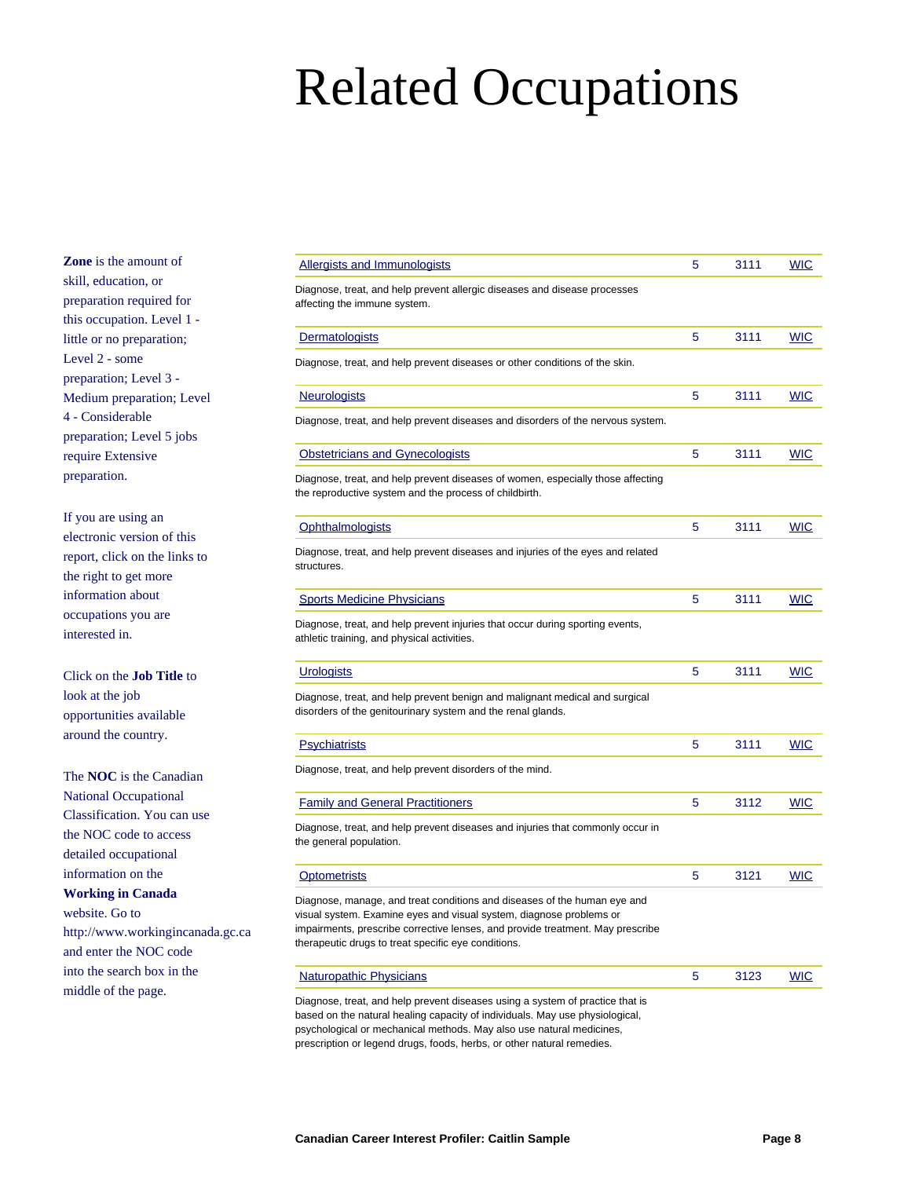# Related Occupations

**Zone** is the amount of skill, education, or preparation required for this occupation. Level 1 - little or no preparation; Level 2 - some preparation; Level 3 - Medium preparation; Level 4 - Considerable preparation; Level 5 jobs require Extensive preparation.

If you are using an electronic version of this report, click on the links to the right to get more information about occupations you are interested in.

Click on the **Job Title** to look at the job opportunities available around the country.

The **NOC** is the Canadian National Occupational Classification. You can use the NOC code to access detailed occupational information on the **Working in Canada** website. Go to http://www.workingincanada.gc.ca and enter the NOC code into the search box in the middle of the page.

| Job Title | Zone | NOC | |
|---|---|---|---|
| Allergists and Immunologists | 5 | 3111 | WIC |

Diagnose, treat, and help prevent allergic diseases and disease processes affecting the immune system.

| Job Title | Zone | NOC | |
|---|---|---|---|
| Dermatologists | 5 | 3111 | WIC |

Diagnose, treat, and help prevent diseases or other conditions of the skin.

| Job Title | Zone | NOC | |
|---|---|---|---|
| Neurologists | 5 | 3111 | WIC |

Diagnose, treat, and help prevent diseases and disorders of the nervous system.

| Job Title | Zone | NOC | |
|---|---|---|---|
| Obstetricians and Gynecologists | 5 | 3111 | WIC |

Diagnose, treat, and help prevent diseases of women, especially those affecting the reproductive system and the process of childbirth.

| Job Title | Zone | NOC | |
|---|---|---|---|
| Ophthalmologists | 5 | 3111 | WIC |

Diagnose, treat, and help prevent diseases and injuries of the eyes and related structures.

| Job Title | Zone | NOC | |
|---|---|---|---|
| Sports Medicine Physicians | 5 | 3111 | WIC |

Diagnose, treat, and help prevent injuries that occur during sporting events, athletic training, and physical activities.

| Job Title | Zone | NOC | |
|---|---|---|---|
| Urologists | 5 | 3111 | WIC |

Diagnose, treat, and help prevent benign and malignant medical and surgical disorders of the genitourinary system and the renal glands.

| Job Title | Zone | NOC | |
|---|---|---|---|
| Psychiatrists | 5 | 3111 | WIC |

Diagnose, treat, and help prevent disorders of the mind.

| Job Title | Zone | NOC | |
|---|---|---|---|
| Family and General Practitioners | 5 | 3112 | WIC |

Diagnose, treat, and help prevent diseases and injuries that commonly occur in the general population.

| Job Title | Zone | NOC | |
|---|---|---|---|
| Optometrists | 5 | 3121 | WIC |

Diagnose, manage, and treat conditions and diseases of the human eye and visual system. Examine eyes and visual system, diagnose problems or impairments, prescribe corrective lenses, and provide treatment. May prescribe therapeutic drugs to treat specific eye conditions.

| Job Title | Zone | NOC | |
|---|---|---|---|
| Naturopathic Physicians | 5 | 3123 | WIC |

Diagnose, treat, and help prevent diseases using a system of practice that is based on the natural healing capacity of individuals. May use physiological, psychological or mechanical methods. May also use natural medicines, prescription or legend drugs, foods, herbs, or other natural remedies.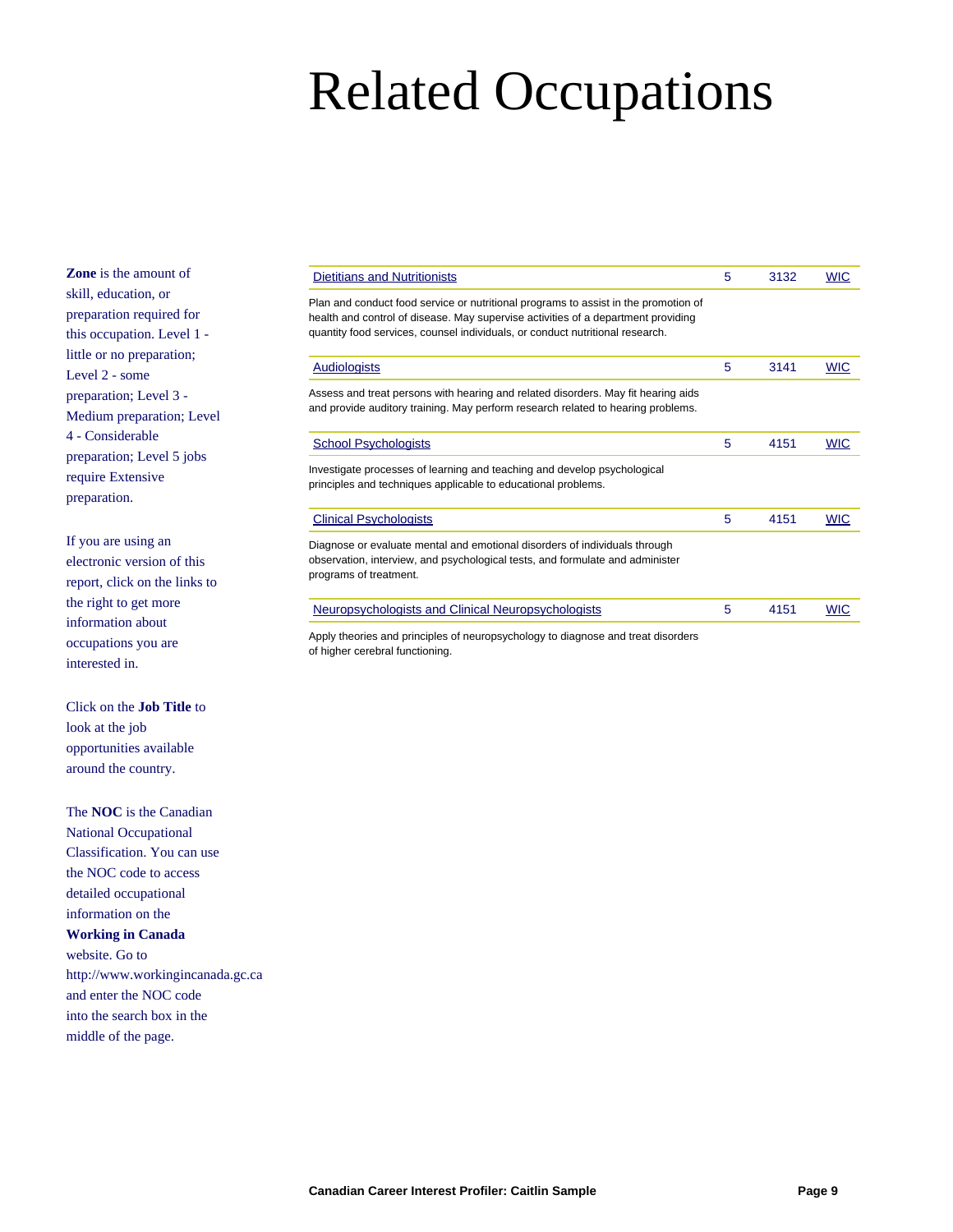# Related Occupations

**Zone** is the amount of skill, education, or preparation required for this occupation. Level 1 - little or no preparation; Level 2 - some preparation; Level 3 - Medium preparation; Level 4 - Considerable preparation; Level 5 jobs require Extensive preparation.

If you are using an electronic version of this report, click on the links to the right to get more information about occupations you are interested in.

Click on the **Job Title** to look at the job opportunities available around the country.

The **NOC** is the Canadian National Occupational Classification. You can use the NOC code to access detailed occupational information on the **Working in Canada** website. Go to http://www.workingincanada.gc.ca and enter the NOC code into the search box in the middle of the page.

| Job Title | Zone | NOC | |
|---|---|---|---|
| Dietitians and Nutritionists | 5 | 3132 | WIC |

Plan and conduct food service or nutritional programs to assist in the promotion of health and control of disease. May supervise activities of a department providing quantity food services, counsel individuals, or conduct nutritional research.

| Job Title | Zone | NOC | |
|---|---|---|---|
| Audiologists | 5 | 3141 | WIC |

Assess and treat persons with hearing and related disorders. May fit hearing aids and provide auditory training. May perform research related to hearing problems.

| Job Title | Zone | NOC | |
|---|---|---|---|
| School Psychologists | 5 | 4151 | WIC |

Investigate processes of learning and teaching and develop psychological principles and techniques applicable to educational problems.

| Job Title | Zone | NOC | |
|---|---|---|---|
| Clinical Psychologists | 5 | 4151 | WIC |

Diagnose or evaluate mental and emotional disorders of individuals through observation, interview, and psychological tests, and formulate and administer programs of treatment.

| Job Title | Zone | NOC | |
|---|---|---|---|
| Neuropsychologists and Clinical Neuropsychologists | 5 | 4151 | WIC |

Apply theories and principles of neuropsychology to diagnose and treat disorders of higher cerebral functioning.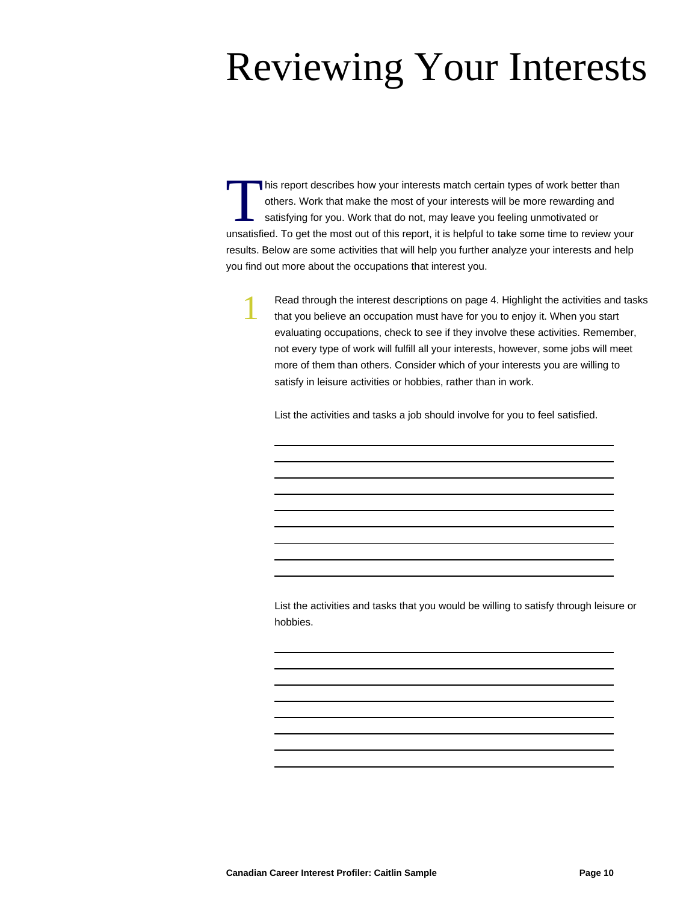# Reviewing Your Interests

This report describes how your interests match certain types of work better than others. Work that make the most of your interests will be more rewarding and satisfying for you. Work that do not, may leave you feeling unmotivated or unsatisfied. To get the most out of this report, it is helpful to take some time to review your results. Below are some activities that will help you further analyze your interests and help you find out more about the occupations that interest you.

1. Read through the interest descriptions on page 4. Highlight the activities and tasks that you believe an occupation must have for you to enjoy it. When you start evaluating occupations, check to see if they involve these activities. Remember, not every type of work will fulfill all your interests, however, some jobs will meet more of them than others. Consider which of your interests you are willing to satisfy in leisure activities or hobbies, rather than in work.

   List the activities and tasks a job should involve for you to feel satisfied.

   ______________________________________________________________
   ______________________________________________________________
   ______________________________________________________________
   ______________________________________________________________
   ______________________________________________________________
   ______________________________________________________________
   ______________________________________________________________
   ______________________________________________________________
   ______________________________________________________________

   List the activities and tasks that you would be willing to satisfy through leisure or hobbies.

   ______________________________________________________________
   ______________________________________________________________
   ______________________________________________________________
   ______________________________________________________________
   ______________________________________________________________
   ______________________________________________________________
   ______________________________________________________________
   ______________________________________________________________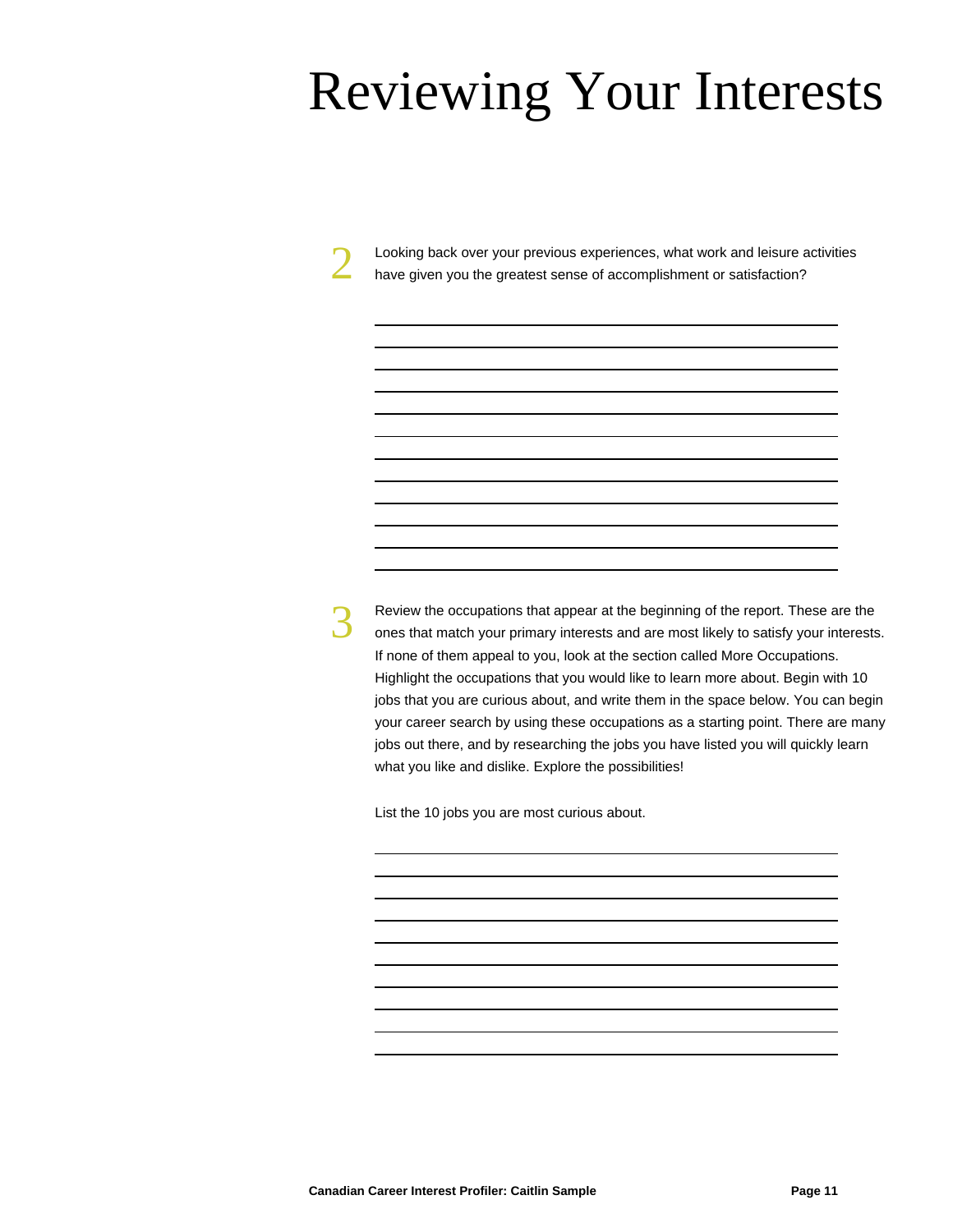# Reviewing Your Interests

2. Looking back over your previous experiences, what work and leisure activities have given you the greatest sense of accomplishment or satisfaction?

3. Review the occupations that appear at the beginning of the report. These are the ones that match your primary interests and are most likely to satisfy your interests. If none of them appeal to you, look at the section called More Occupations. Highlight the occupations that you would like to learn more about. Begin with 10 jobs that you are curious about, and write them in the space below. You can begin your career search by using these occupations as a starting point. There are many jobs out there, and by researching the jobs you have listed you will quickly learn what you like and dislike. Explore the possibilities!

   List the 10 jobs you are most curious about.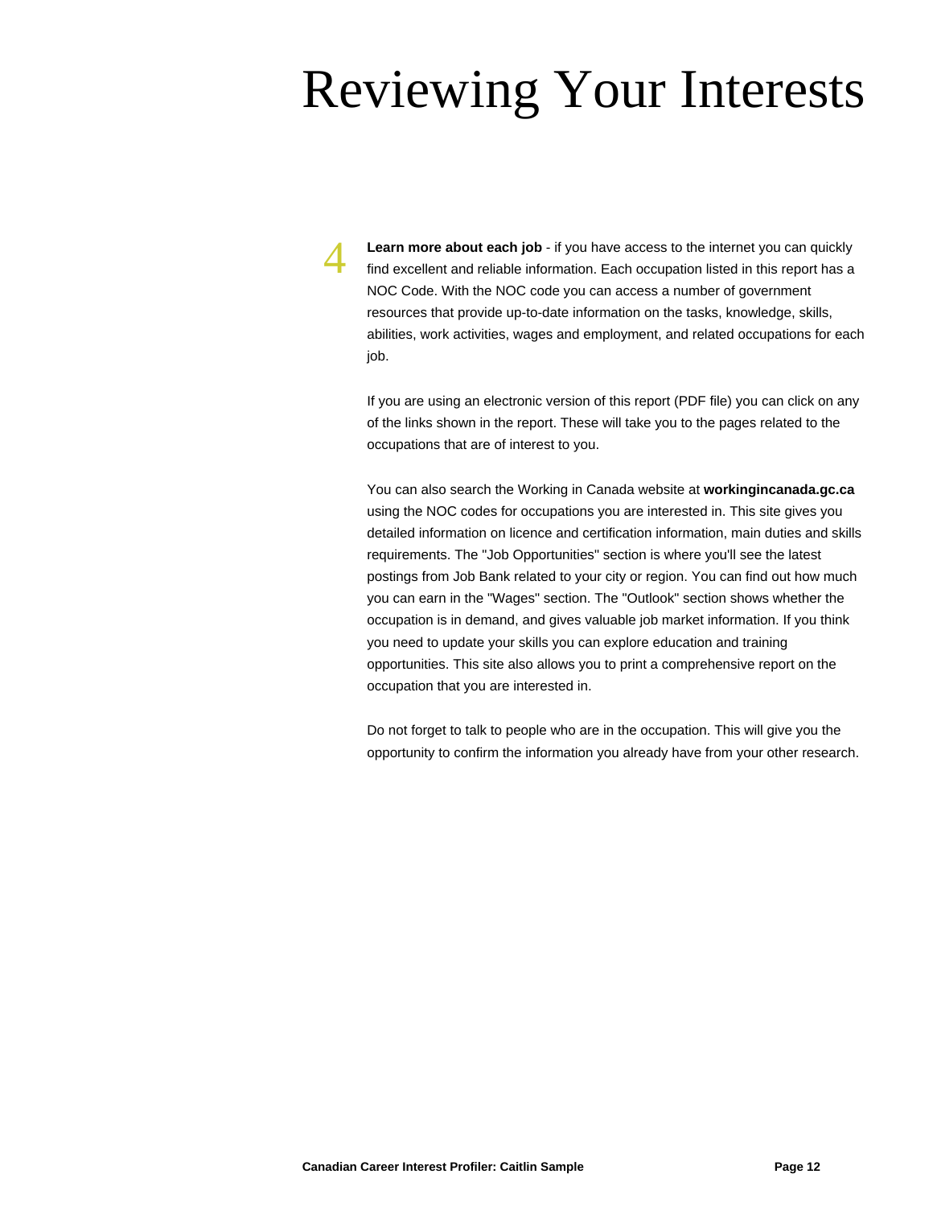# Reviewing Your Interests

4 **Learn more about each job** - if you have access to the internet you can quickly find excellent and reliable information. Each occupation listed in this report has a NOC Code. With the NOC code you can access a number of government resources that provide up-to-date information on the tasks, knowledge, skills, abilities, work activities, wages and employment, and related occupations for each job.

If you are using an electronic version of this report (PDF file) you can click on any of the links shown in the report. These will take you to the pages related to the occupations that are of interest to you.

You can also search the Working in Canada website at **workingincanada.gc.ca** using the NOC codes for occupations you are interested in. This site gives you detailed information on licence and certification information, main duties and skills requirements. The "Job Opportunities" section is where you'll see the latest postings from Job Bank related to your city or region. You can find out how much you can earn in the "Wages" section. The "Outlook" section shows whether the occupation is in demand, and gives valuable job market information. If you think you need to update your skills you can explore education and training opportunities. This site also allows you to print a comprehensive report on the occupation that you are interested in.

Do not forget to talk to people who are in the occupation. This will give you the opportunity to confirm the information you already have from your other research.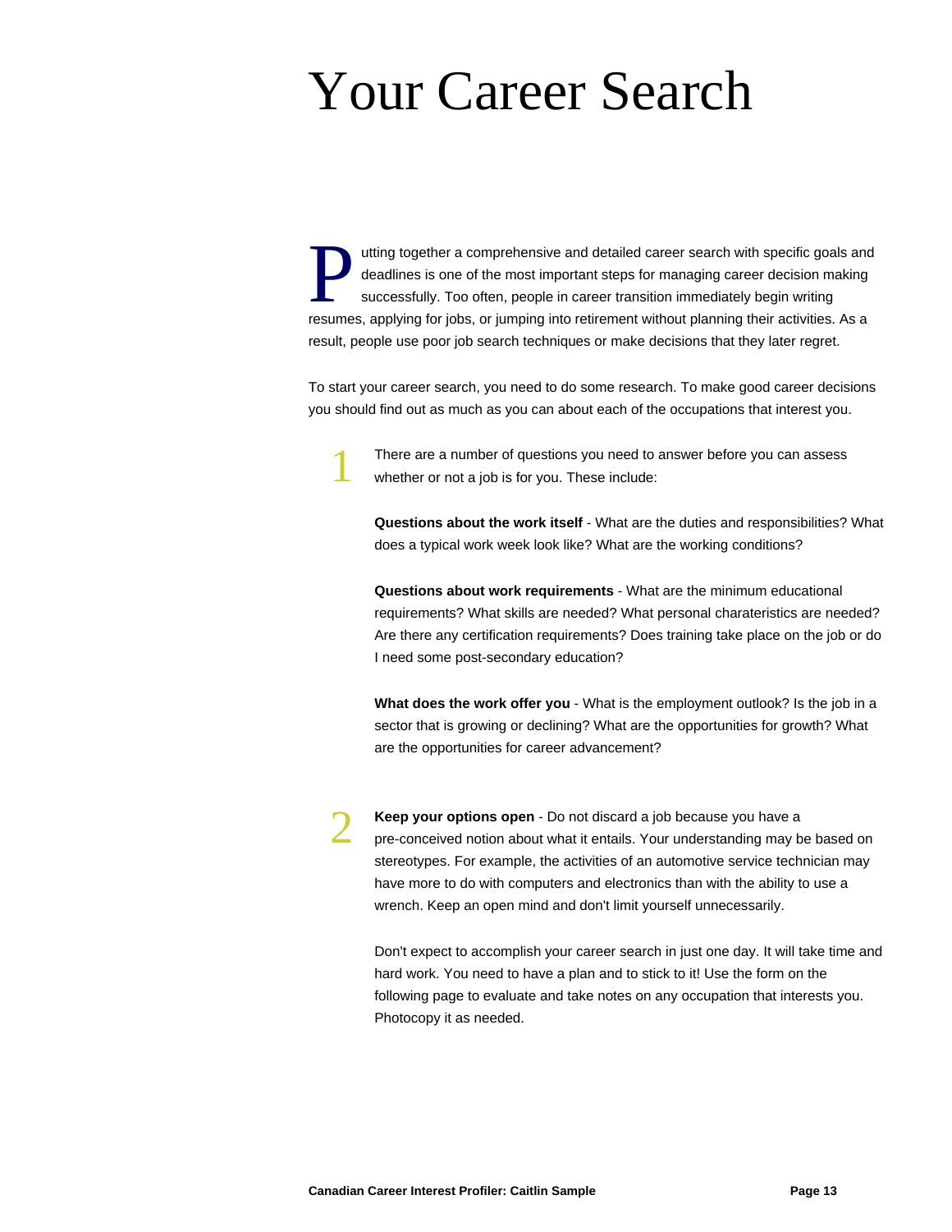# Your Career Search

Putting together a comprehensive and detailed career search with specific goals and deadlines is one of the most important steps for managing career decision making successfully. Too often, people in career transition immediately begin writing resumes, applying for jobs, or jumping into retirement without planning their activities. As a result, people use poor job search techniques or make decisions that they later regret.

To start your career search, you need to do some research. To make good career decisions you should find out as much as you can about each of the occupations that interest you.

1. There are a number of questions you need to answer before you can assess whether or not a job is for you. These include:

   **Questions about the work itself** - What are the duties and responsibilities? What does a typical work week look like? What are the working conditions?

   **Questions about work requirements** - What are the minimum educational requirements? What skills are needed? What personal charateristics are needed? Are there any certification requirements? Does training take place on the job or do I need some post-secondary education?

   **What does the work offer you** - What is the employment outlook? Is the job in a sector that is growing or declining? What are the opportunities for growth? What are the opportunities for career advancement?

2. **Keep your options open** - Do not discard a job because you have a pre-conceived notion about what it entails. Your understanding may be based on stereotypes. For example, the activities of an automotive service technician may have more to do with computers and electronics than with the ability to use a wrench. Keep an open mind and don't limit yourself unnecessarily.

   Don't expect to accomplish your career search in just one day. It will take time and hard work. You need to have a plan and to stick to it! Use the form on the following page to evaluate and take notes on any occupation that interests you. Photocopy it as needed.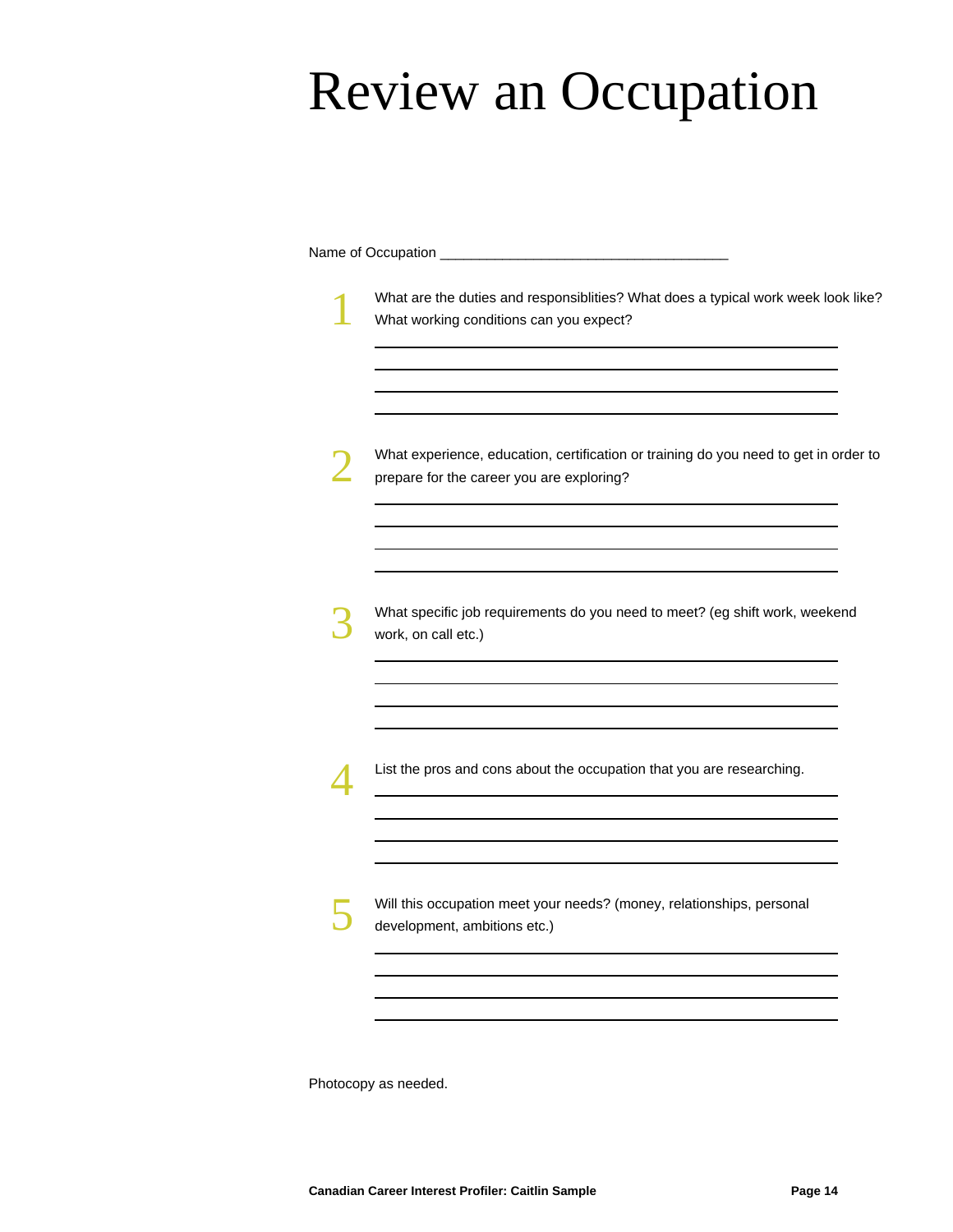# Review an Occupation

Name of Occupation ____________________________________

1. What are the duties and responsiblities? What does a typical work week look like? What working conditions can you expect?

2. What experience, education, certification or training do you need to get in order to prepare for the career you are exploring?

3. What specific job requirements do you need to meet? (eg shift work, weekend work, on call etc.)

4. List the pros and cons about the occupation that you are researching.

5. Will this occupation meet your needs? (money, relationships, personal development, ambitions etc.)

Photocopy as needed.